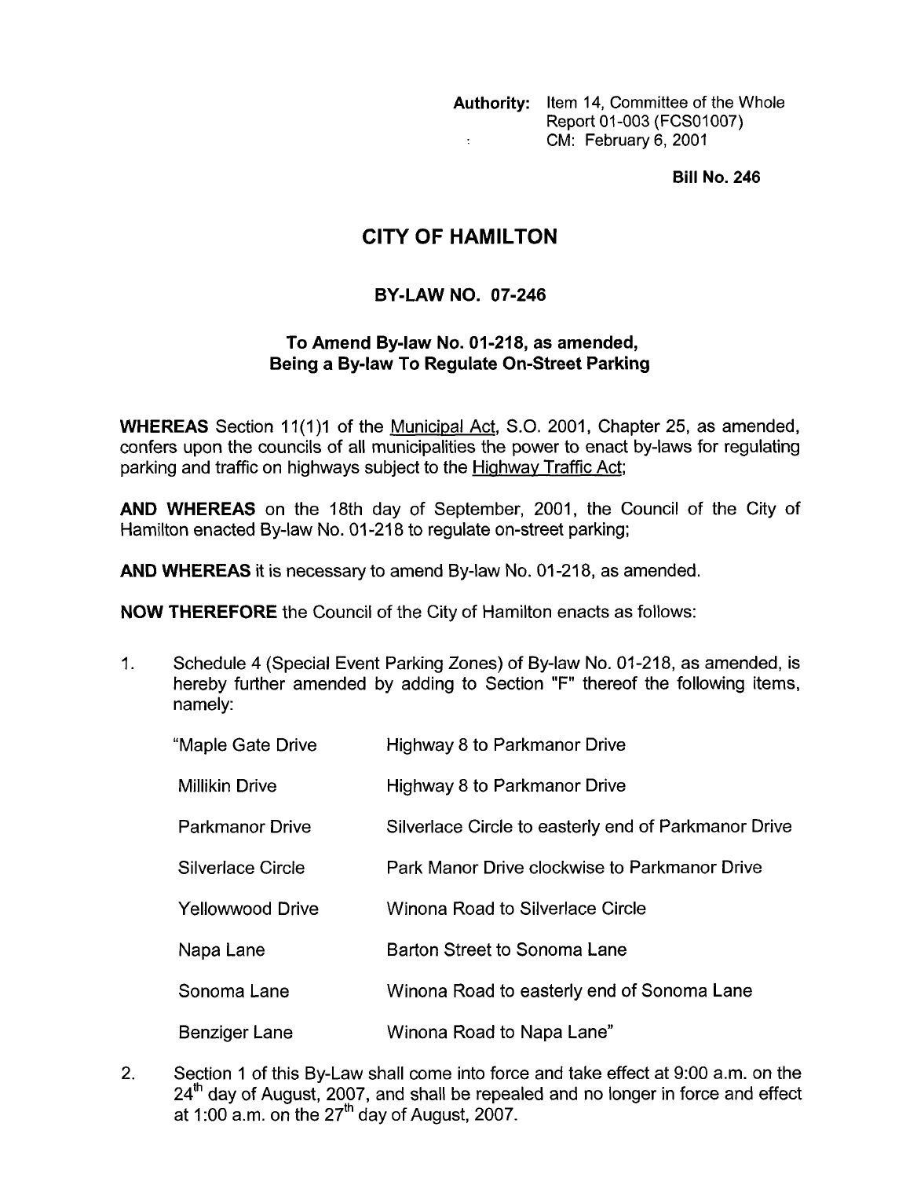**Authority:** Item 14, Committee of the Whole
Report 01-003 (FCS01007)
CM: February 6, 2001

**Bill No. 246**

# CITY OF HAMILTON

## BY-LAW NO. 07-246

### To Amend By-law No. 01-218, as amended, Being a By-law To Regulate On-Street Parking

**WHEREAS** Section 11(1)1 of the Municipal Act, S.O. 2001, Chapter 25, as amended, confers upon the councils of all municipalities the power to enact by-laws for regulating parking and traffic on highways subject to the Highway Traffic Act;

**AND WHEREAS** on the 18th day of September, 2001, the Council of the City of Hamilton enacted By-law No. 01-218 to regulate on-street parking;

**AND WHEREAS** it is necessary to amend By-law No. 01-218, as amended.

**NOW THEREFORE** the Council of the City of Hamilton enacts as follows:

1. Schedule 4 (Special Event Parking Zones) of By-law No. 01-218, as amended, is hereby further amended by adding to Section "F" thereof the following items, namely:

| | |
|---|---|
| "Maple Gate Drive | Highway 8 to Parkmanor Drive |
| Millikin Drive | Highway 8 to Parkmanor Drive |
| Parkmanor Drive | Silverlace Circle to easterly end of Parkmanor Drive |
| Silverlace Circle | Park Manor Drive clockwise to Parkmanor Drive |
| Yellowwood Drive | Winona Road to Silverlace Circle |
| Napa Lane | Barton Street to Sonoma Lane |
| Sonoma Lane | Winona Road to easterly end of Sonoma Lane |
| Benziger Lane | Winona Road to Napa Lane" |

2. Section 1 of this By-Law shall come into force and take effect at 9:00 a.m. on the 24th day of August, 2007, and shall be repealed and no longer in force and effect at 1:00 a.m. on the 27th day of August, 2007.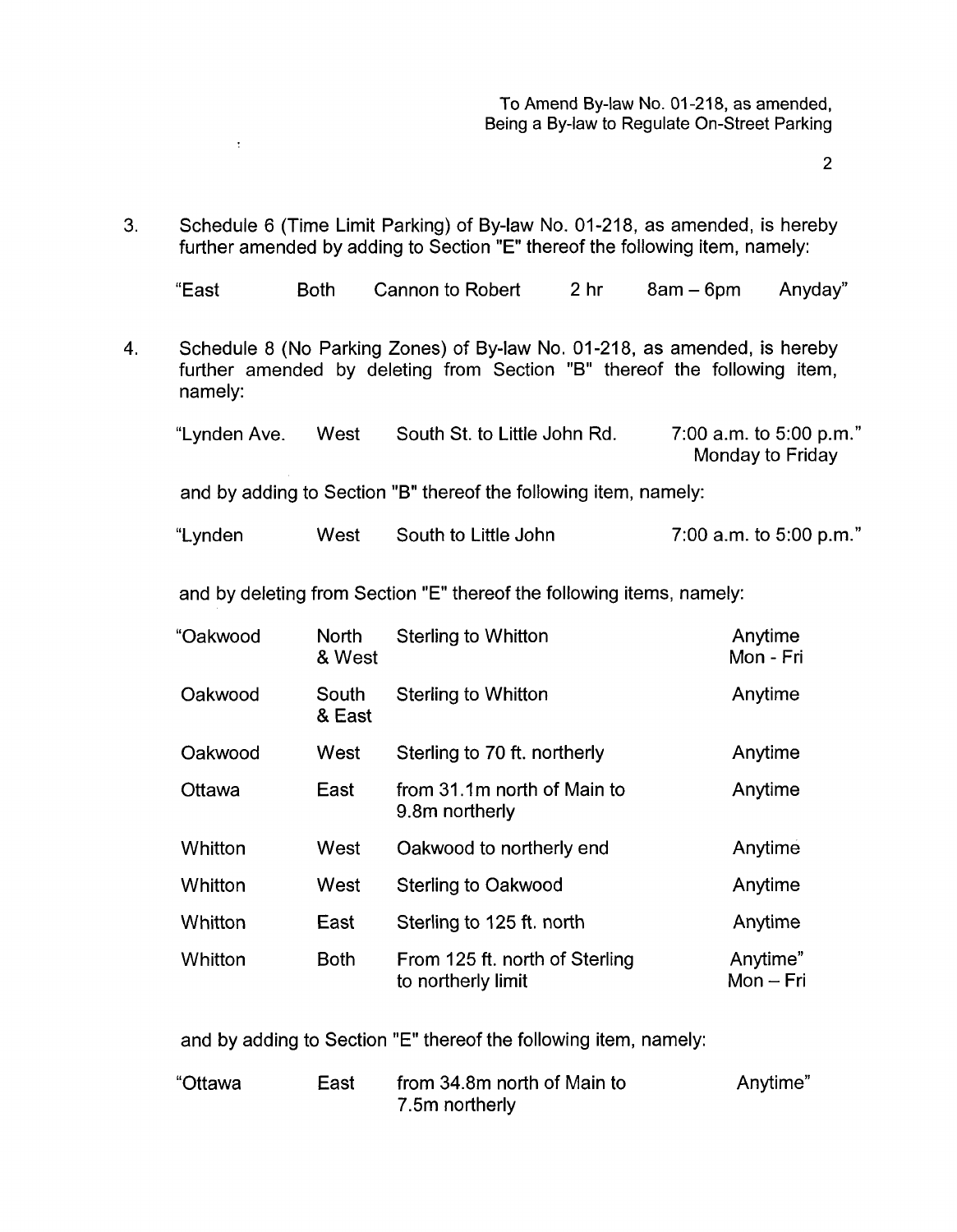3. Schedule 6 (Time Limit Parking) of By-law No. 01-218, as amended, is hereby further amended by adding to Section "E" thereof the following item, namely:

| "East | Both | Cannon to Robert | 2 hr | 8am – 6pm | Anyday" |
|---|---|---|---|---|---|

4. Schedule 8 (No Parking Zones) of By-law No. 01-218, as amended, is hereby further amended by deleting from Section "B" thereof the following item, namely:

| "Lynden Ave. | West | South St. to Little John Rd. | 7:00 a.m. to 5:00 p.m." Monday to Friday |
|---|---|---|---|

and by adding to Section "B" thereof the following item, namely:

| "Lynden | West | South to Little John | 7:00 a.m. to 5:00 p.m." |
|---|---|---|---|

and by deleting from Section "E" thereof the following items, namely:

| "Oakwood | North & West | Sterling to Whitton | Anytime Mon - Fri |
|---|---|---|---|
| Oakwood | South & East | Sterling to Whitton | Anytime |
| Oakwood | West | Sterling to 70 ft. northerly | Anytime |
| Ottawa | East | from 31.1m north of Main to 9.8m northerly | Anytime |
| Whitton | West | Oakwood to northerly end | Anytime |
| Whitton | West | Sterling to Oakwood | Anytime |
| Whitton | East | Sterling to 125 ft. north | Anytime |
| Whitton | Both | From 125 ft. north of Sterling to northerly limit | Anytime" Mon – Fri |

and by adding to Section "E" thereof the following item, namely:

| "Ottawa | East | from 34.8m north of Main to 7.5m northerly | Anytime" |
|---|---|---|---|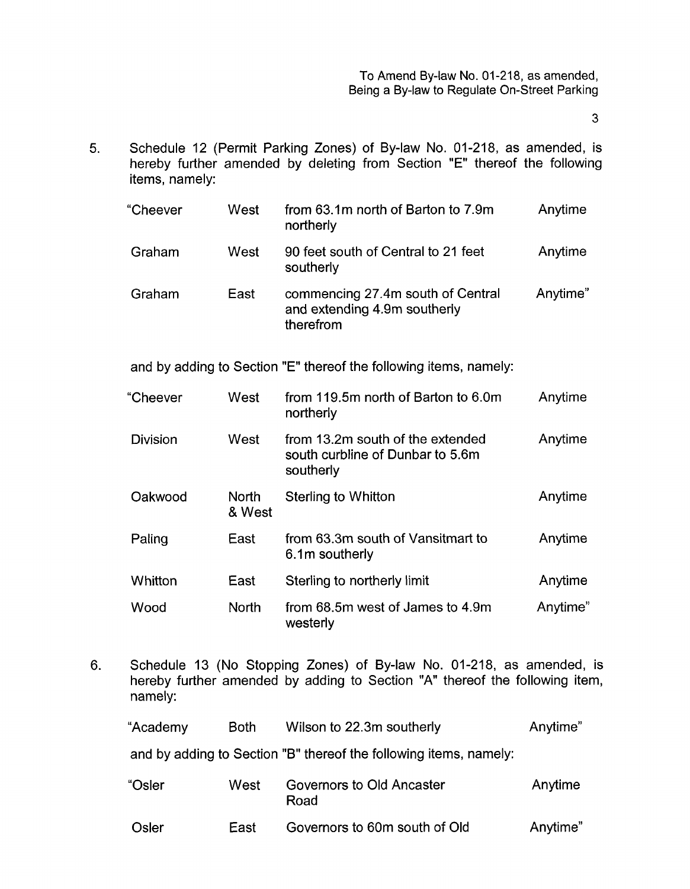5. Schedule 12 (Permit Parking Zones) of By-law No. 01-218, as amended, is hereby further amended by deleting from Section "E" thereof the following items, namely:

| | | | |
|---|---|---|---|
| "Cheever | West | from 63.1m north of Barton to 7.9m northerly | Anytime |
| Graham | West | 90 feet south of Central to 21 feet southerly | Anytime |
| Graham | East | commencing 27.4m south of Central and extending 4.9m southerly therefrom | Anytime" |

and by adding to Section "E" thereof the following items, namely:

| | | | |
|---|---|---|---|
| "Cheever | West | from 119.5m north of Barton to 6.0m northerly | Anytime |
| Division | West | from 13.2m south of the extended south curbline of Dunbar to 5.6m southerly | Anytime |
| Oakwood | North & West | Sterling to Whitton | Anytime |
| Paling | East | from 63.3m south of Vansitmart to 6.1m southerly | Anytime |
| Whitton | East | Sterling to northerly limit | Anytime |
| Wood | North | from 68.5m west of James to 4.9m westerly | Anytime" |

6. Schedule 13 (No Stopping Zones) of By-law No. 01-218, as amended, is hereby further amended by adding to Section "A" thereof the following item, namely:

| | | | |
|---|---|---|---|
| "Academy | Both | Wilson to 22.3m southerly | Anytime" |

and by adding to Section "B" thereof the following items, namely:

| | | | |
|---|---|---|---|
| "Osler | West | Governors to Old Ancaster Road | Anytime |
| Osler | East | Governors to 60m south of Old | Anytime" |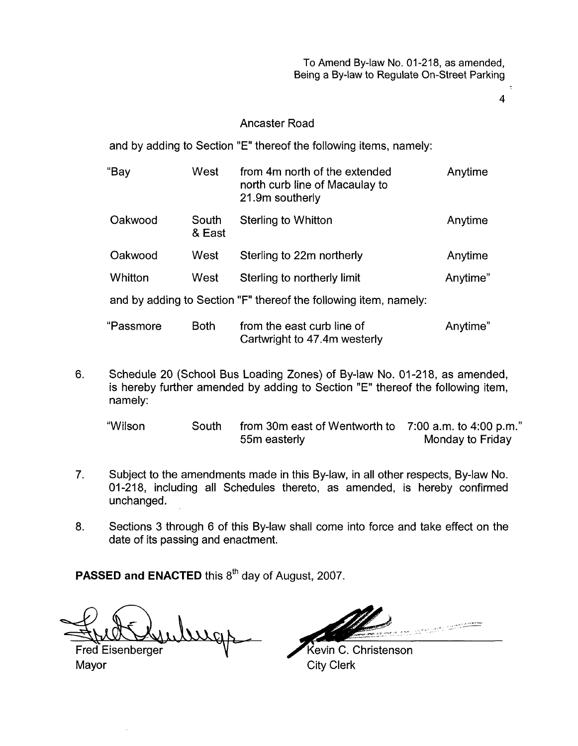Ancaster Road

and by adding to Section "E" thereof the following items, namely:

| | | | |
|---|---|---|---|
| "Bay | West | from 4m north of the extended north curb line of Macaulay to 21.9m southerly | Anytime |
| Oakwood | South & East | Sterling to Whitton | Anytime |
| Oakwood | West | Sterling to 22m northerly | Anytime |
| Whitton | West | Sterling to northerly limit | Anytime" |

and by adding to Section "F" thereof the following item, namely:

| | | | |
|---|---|---|---|
| "Passmore | Both | from the east curb line of Cartwright to 47.4m westerly | Anytime" |

6. Schedule 20 (School Bus Loading Zones) of By-law No. 01-218, as amended, is hereby further amended by adding to Section "E" thereof the following item, namely:

| | | | |
|---|---|---|---|
| "Wilson | South | from 30m east of Wentworth to 55m easterly | 7:00 a.m. to 4:00 p.m." Monday to Friday |

7. Subject to the amendments made in this By-law, in all other respects, By-law No. 01-218, including all Schedules thereto, as amended, is hereby confirmed unchanged.

8. Sections 3 through 6 of this By-law shall come into force and take effect on the date of its passing and enactment.

**PASSED and ENACTED** this 8th day of August, 2007.

Fred Eisenberger
Mayor

Kevin C. Christenson
City Clerk